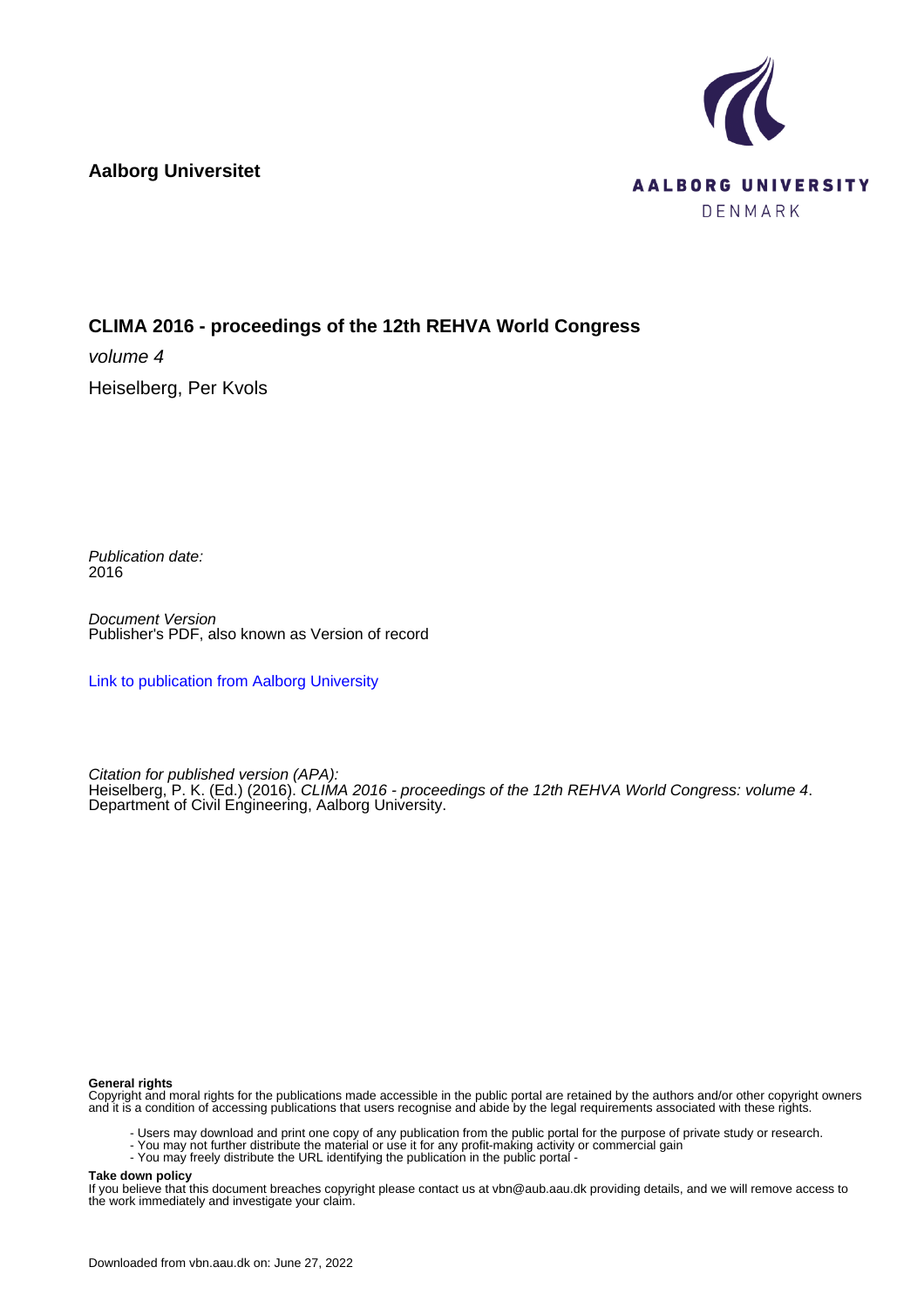**Aalborg Universitet**

AALBORG UNIVERSITY
DENMARK

**CLIMA 2016 - proceedings of the 12th REHVA World Congress**

*volume 4*

Heiselberg, Per Kvols

*Publication date:*
2016

*Document Version*
Publisher's PDF, also known as Version of record

Link to publication from Aalborg University

*Citation for published version (APA):*
Heiselberg, P. K. (Ed.) (2016). *CLIMA 2016 - proceedings of the 12th REHVA World Congress: volume 4*. Department of Civil Engineering, Aalborg University.

**General rights**
Copyright and moral rights for the publications made accessible in the public portal are retained by the authors and/or other copyright owners and it is a condition of accessing publications that users recognise and abide by the legal requirements associated with these rights.

- Users may download and print one copy of any publication from the public portal for the purpose of private study or research.
- You may not further distribute the material or use it for any profit-making activity or commercial gain
- You may freely distribute the URL identifying the publication in the public portal -

**Take down policy**
If you believe that this document breaches copyright please contact us at vbn@aub.aau.dk providing details, and we will remove access to the work immediately and investigate your claim.

Downloaded from vbn.aau.dk on: June 27, 2022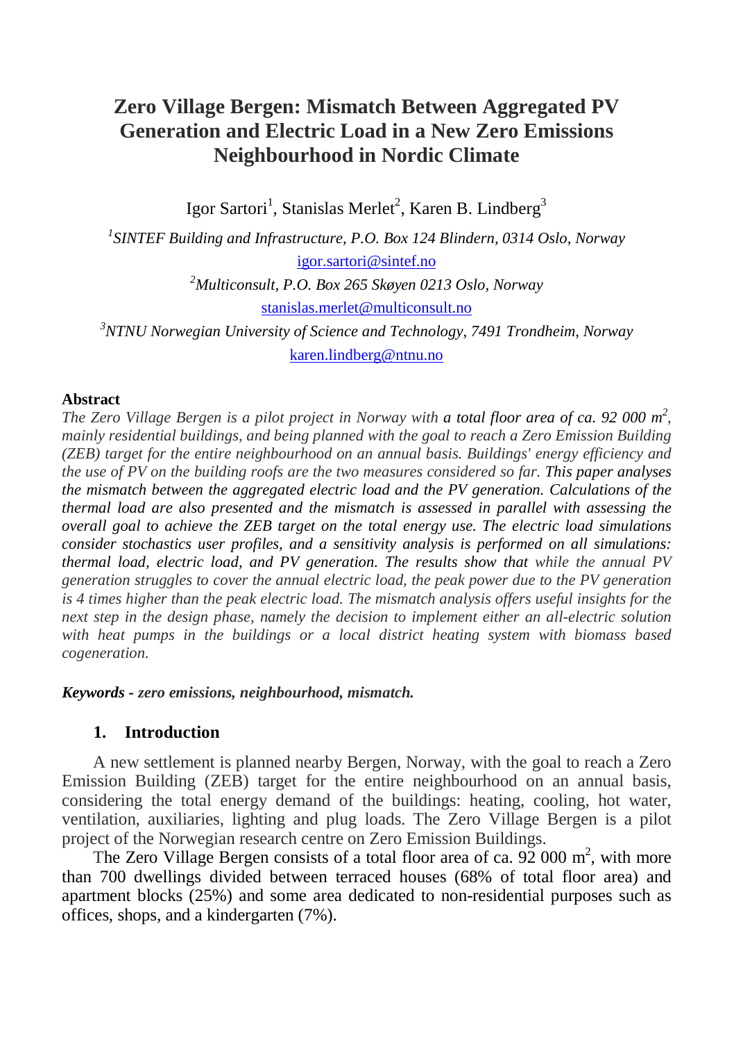# Zero Village Bergen: Mismatch Between Aggregated PV Generation and Electric Load in a New Zero Emissions Neighbourhood in Nordic Climate

Igor Sartori[1], Stanislas Merlet[2], Karen B. Lindberg[3]

[1]*SINTEF Building and Infrastructure, P.O. Box 124 Blindern, 0314 Oslo, Norway*
igor.sartori@sintef.no

[2]*Multiconsult, P.O. Box 265 Skøyen 0213 Oslo, Norway*
stanislas.merlet@multiconsult.no

[3]*NTNU Norwegian University of Science and Technology, 7491 Trondheim, Norway*
karen.lindberg@ntnu.no

**Abstract**

*The Zero Village Bergen is a pilot project in Norway with a total floor area of ca. 92 000 m$^2$, mainly residential buildings, and being planned with the goal to reach a Zero Emission Building (ZEB) target for the entire neighbourhood on an annual basis. Buildings' energy efficiency and the use of PV on the building roofs are the two measures considered so far. This paper analyses the mismatch between the aggregated electric load and the PV generation. Calculations of the thermal load are also presented and the mismatch is assessed in parallel with assessing the overall goal to achieve the ZEB target on the total energy use. The electric load simulations consider stochastics user profiles, and a sensitivity analysis is performed on all simulations: thermal load, electric load, and PV generation. The results show that while the annual PV generation struggles to cover the annual electric load, the peak power due to the PV generation is 4 times higher than the peak electric load. The mismatch analysis offers useful insights for the next step in the design phase, namely the decision to implement either an all-electric solution with heat pumps in the buildings or a local district heating system with biomass based cogeneration.*

***Keywords - zero emissions, neighbourhood, mismatch.***

## 1. Introduction

A new settlement is planned nearby Bergen, Norway, with the goal to reach a Zero Emission Building (ZEB) target for the entire neighbourhood on an annual basis, considering the total energy demand of the buildings: heating, cooling, hot water, ventilation, auxiliaries, lighting and plug loads. The Zero Village Bergen is a pilot project of the Norwegian research centre on Zero Emission Buildings.

The Zero Village Bergen consists of a total floor area of ca. 92 000 m$^2$, with more than 700 dwellings divided between terraced houses (68% of total floor area) and apartment blocks (25%) and some area dedicated to non-residential purposes such as offices, shops, and a kindergarten (7%).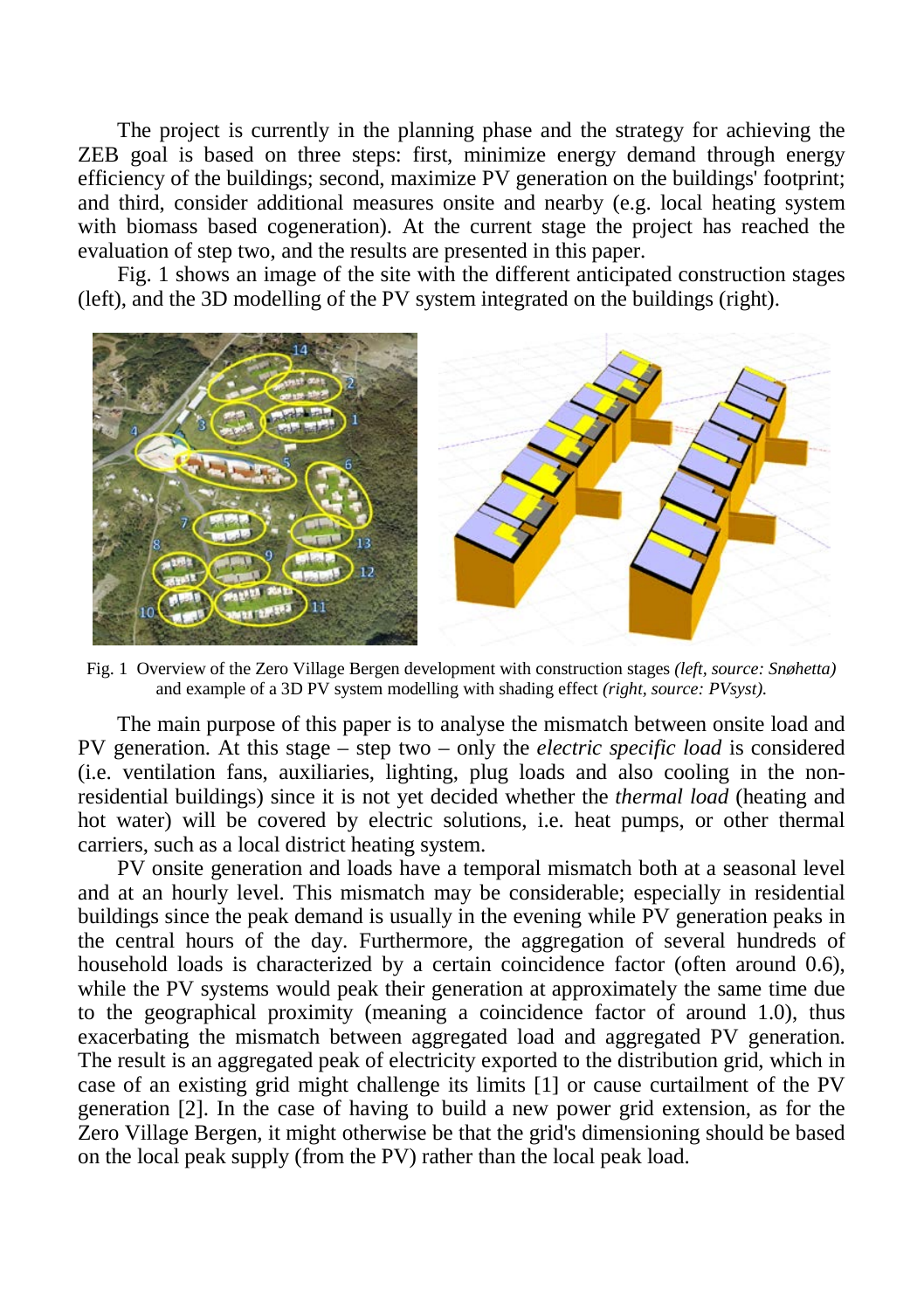The project is currently in the planning phase and the strategy for achieving the ZEB goal is based on three steps: first, minimize energy demand through energy efficiency of the buildings; second, maximize PV generation on the buildings' footprint; and third, consider additional measures onsite and nearby (e.g. local heating system with biomass based cogeneration). At the current stage the project has reached the evaluation of step two, and the results are presented in this paper.

Fig. 1 shows an image of the site with the different anticipated construction stages (left), and the 3D modelling of the PV system integrated on the buildings (right).

Fig. 1 Overview of the Zero Village Bergen development with construction stages *(left, source: Snøhetta)* and example of a 3D PV system modelling with shading effect *(right, source: PVsyst).*

The main purpose of this paper is to analyse the mismatch between onsite load and PV generation. At this stage – step two – only the *electric specific load* is considered (i.e. ventilation fans, auxiliaries, lighting, plug loads and also cooling in the non-residential buildings) since it is not yet decided whether the *thermal load* (heating and hot water) will be covered by electric solutions, i.e. heat pumps, or other thermal carriers, such as a local district heating system.

PV onsite generation and loads have a temporal mismatch both at a seasonal level and at an hourly level. This mismatch may be considerable; especially in residential buildings since the peak demand is usually in the evening while PV generation peaks in the central hours of the day. Furthermore, the aggregation of several hundreds of household loads is characterized by a certain coincidence factor (often around 0.6), while the PV systems would peak their generation at approximately the same time due to the geographical proximity (meaning a coincidence factor of around 1.0), thus exacerbating the mismatch between aggregated load and aggregated PV generation. The result is an aggregated peak of electricity exported to the distribution grid, which in case of an existing grid might challenge its limits [1] or cause curtailment of the PV generation [2]. In the case of having to build a new power grid extension, as for the Zero Village Bergen, it might otherwise be that the grid's dimensioning should be based on the local peak supply (from the PV) rather than the local peak load.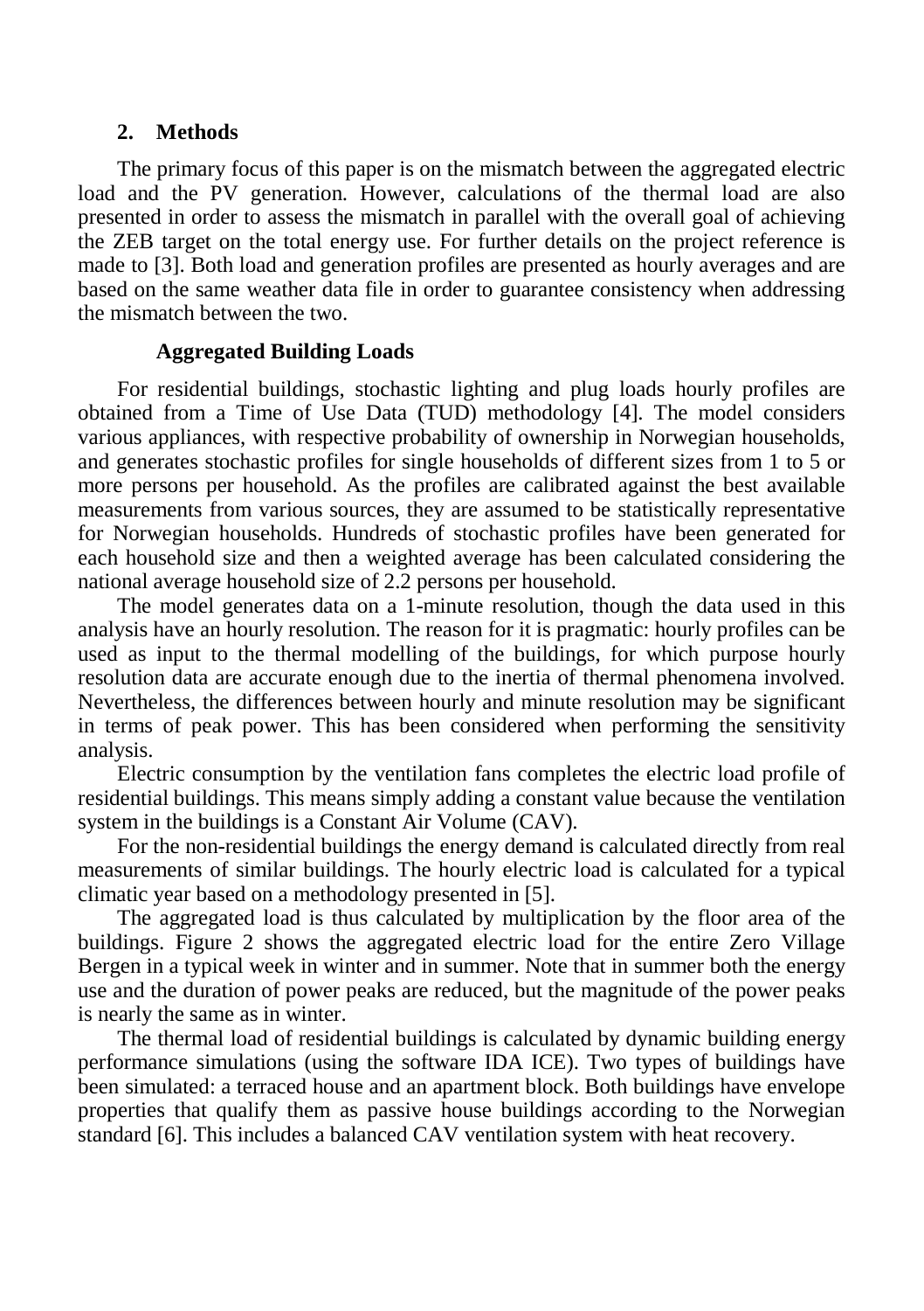## 2. Methods

The primary focus of this paper is on the mismatch between the aggregated electric load and the PV generation. However, calculations of the thermal load are also presented in order to assess the mismatch in parallel with the overall goal of achieving the ZEB target on the total energy use. For further details on the project reference is made to [3]. Both load and generation profiles are presented as hourly averages and are based on the same weather data file in order to guarantee consistency when addressing the mismatch between the two.

### Aggregated Building Loads

For residential buildings, stochastic lighting and plug loads hourly profiles are obtained from a Time of Use Data (TUD) methodology [4]. The model considers various appliances, with respective probability of ownership in Norwegian households, and generates stochastic profiles for single households of different sizes from 1 to 5 or more persons per household. As the profiles are calibrated against the best available measurements from various sources, they are assumed to be statistically representative for Norwegian households. Hundreds of stochastic profiles have been generated for each household size and then a weighted average has been calculated considering the national average household size of 2.2 persons per household.

The model generates data on a 1-minute resolution, though the data used in this analysis have an hourly resolution. The reason for it is pragmatic: hourly profiles can be used as input to the thermal modelling of the buildings, for which purpose hourly resolution data are accurate enough due to the inertia of thermal phenomena involved. Nevertheless, the differences between hourly and minute resolution may be significant in terms of peak power. This has been considered when performing the sensitivity analysis.

Electric consumption by the ventilation fans completes the electric load profile of residential buildings. This means simply adding a constant value because the ventilation system in the buildings is a Constant Air Volume (CAV).

For the non-residential buildings the energy demand is calculated directly from real measurements of similar buildings. The hourly electric load is calculated for a typical climatic year based on a methodology presented in [5].

The aggregated load is thus calculated by multiplication by the floor area of the buildings. Figure 2 shows the aggregated electric load for the entire Zero Village Bergen in a typical week in winter and in summer. Note that in summer both the energy use and the duration of power peaks are reduced, but the magnitude of the power peaks is nearly the same as in winter.

The thermal load of residential buildings is calculated by dynamic building energy performance simulations (using the software IDA ICE). Two types of buildings have been simulated: a terraced house and an apartment block. Both buildings have envelope properties that qualify them as passive house buildings according to the Norwegian standard [6]. This includes a balanced CAV ventilation system with heat recovery.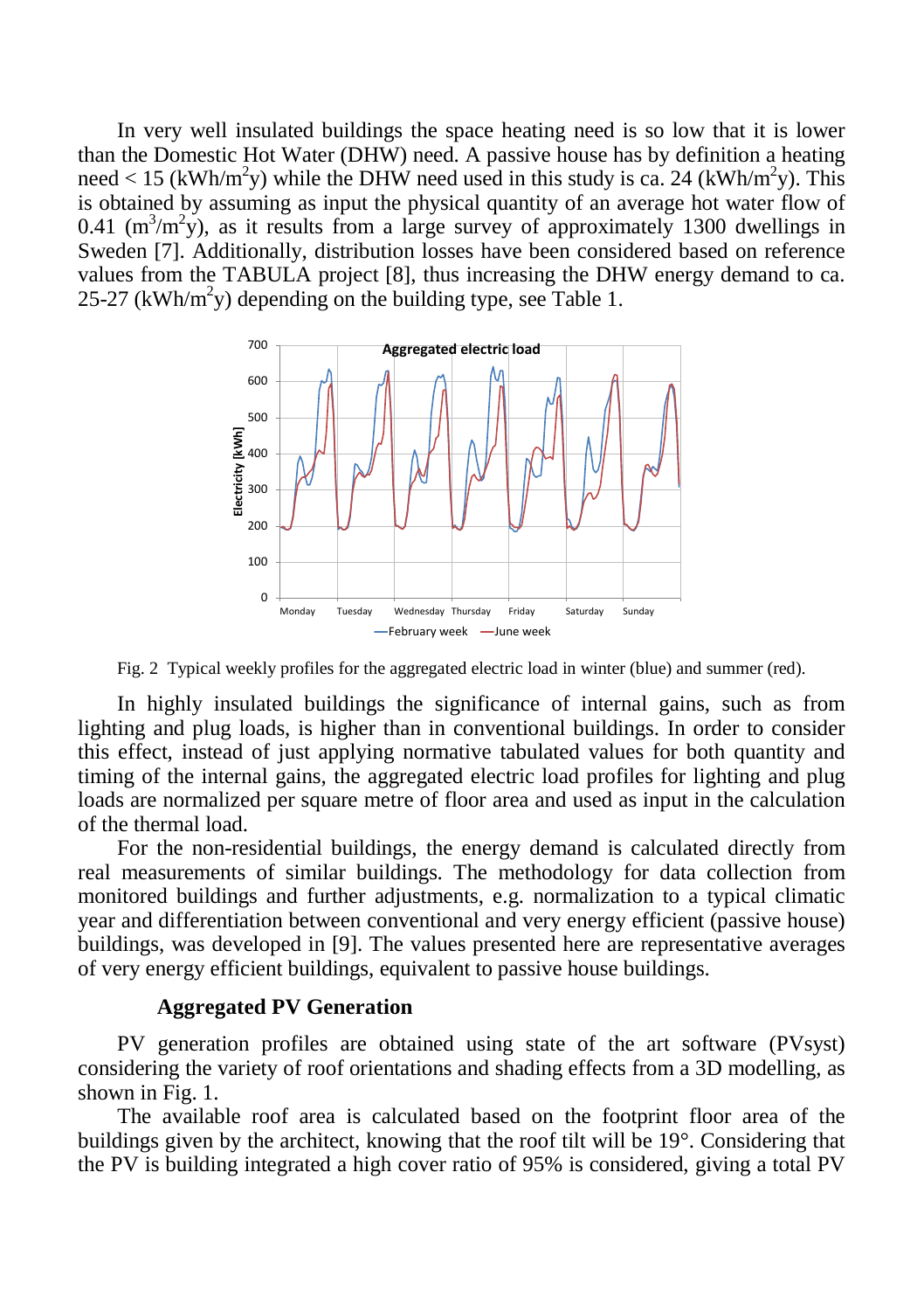In very well insulated buildings the space heating need is so low that it is lower than the Domestic Hot Water (DHW) need. A passive house has by definition a heating need < 15 ($kWh/m^2y$) while the DHW need used in this study is ca. 24 ($kWh/m^2y$). This is obtained by assuming as input the physical quantity of an average hot water flow of 0.41 ($m^3/m^2y$), as it results from a large survey of approximately 1300 dwellings in Sweden [7]. Additionally, distribution losses have been considered based on reference values from the TABULA project [8], thus increasing the DHW energy demand to ca. 25-27 ($kWh/m^2y$) depending on the building type, see Table 1.

Fig. 2 Typical weekly profiles for the aggregated electric load in winter (blue) and summer (red).

In highly insulated buildings the significance of internal gains, such as from lighting and plug loads, is higher than in conventional buildings. In order to consider this effect, instead of just applying normative tabulated values for both quantity and timing of the internal gains, the aggregated electric load profiles for lighting and plug loads are normalized per square metre of floor area and used as input in the calculation of the thermal load.

For the non-residential buildings, the energy demand is calculated directly from real measurements of similar buildings. The methodology for data collection from monitored buildings and further adjustments, e.g. normalization to a typical climatic year and differentiation between conventional and very energy efficient (passive house) buildings, was developed in [9]. The values presented here are representative averages of very energy efficient buildings, equivalent to passive house buildings.

### Aggregated PV Generation

PV generation profiles are obtained using state of the art software (PVsyst) considering the variety of roof orientations and shading effects from a 3D modelling, as shown in Fig. 1.

The available roof area is calculated based on the footprint floor area of the buildings given by the architect, knowing that the roof tilt will be 19°. Considering that the PV is building integrated a high cover ratio of 95% is considered, giving a total PV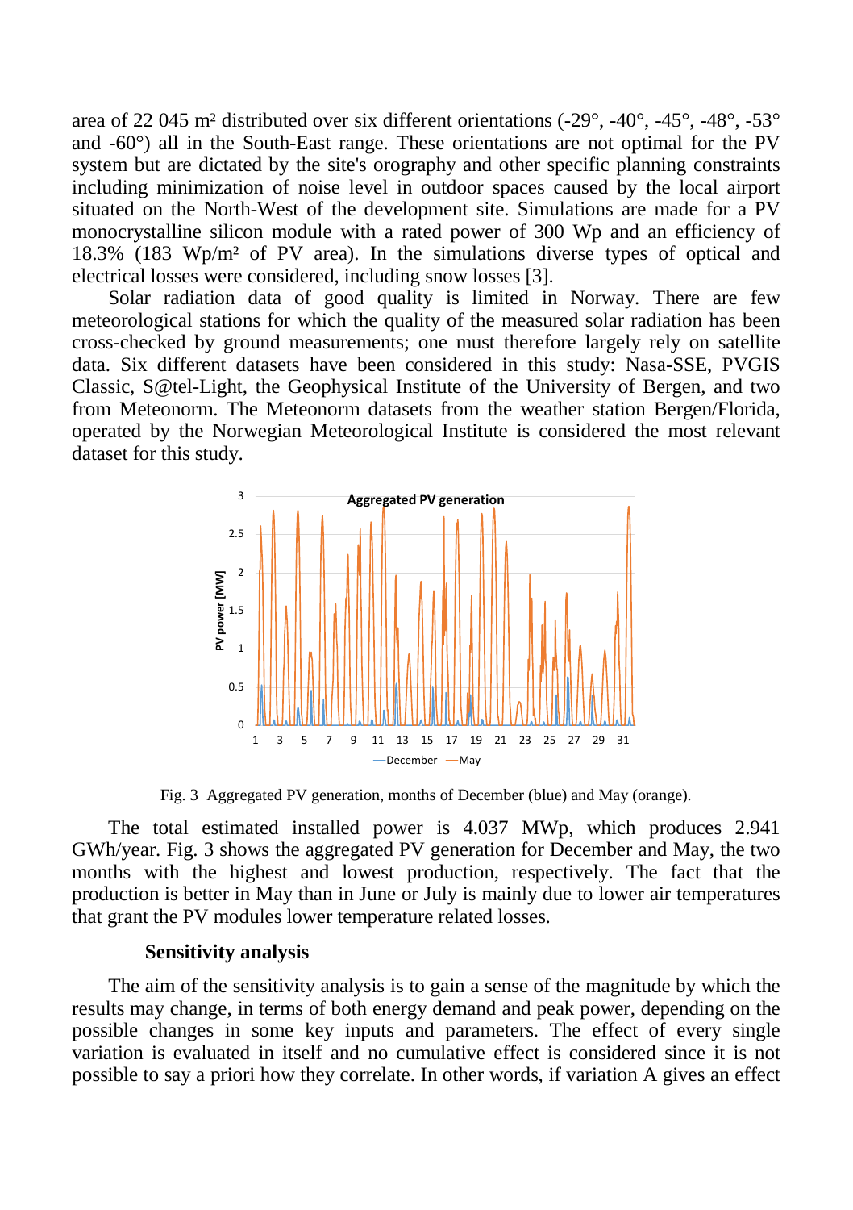area of 22 045 m² distributed over six different orientations (-29°, -40°, -45°, -48°, -53° and -60°) all in the South-East range. These orientations are not optimal for the PV system but are dictated by the site's orography and other specific planning constraints including minimization of noise level in outdoor spaces caused by the local airport situated on the North-West of the development site. Simulations are made for a PV monocrystalline silicon module with a rated power of 300 Wp and an efficiency of 18.3% (183 Wp/m² of PV area). In the simulations diverse types of optical and electrical losses were considered, including snow losses [3].

Solar radiation data of good quality is limited in Norway. There are few meteorological stations for which the quality of the measured solar radiation has been cross-checked by ground measurements; one must therefore largely rely on satellite data. Six different datasets have been considered in this study: Nasa-SSE, PVGIS Classic, S@tel-Light, the Geophysical Institute of the University of Bergen, and two from Meteonorm. The Meteonorm datasets from the weather station Bergen/Florida, operated by the Norwegian Meteorological Institute is considered the most relevant dataset for this study.

Fig. 3 Aggregated PV generation, months of December (blue) and May (orange).

The total estimated installed power is 4.037 MWp, which produces 2.941 GWh/year. Fig. 3 shows the aggregated PV generation for December and May, the two months with the highest and lowest production, respectively. The fact that the production is better in May than in June or July is mainly due to lower air temperatures that grant the PV modules lower temperature related losses.

### Sensitivity analysis

The aim of the sensitivity analysis is to gain a sense of the magnitude by which the results may change, in terms of both energy demand and peak power, depending on the possible changes in some key inputs and parameters. The effect of every single variation is evaluated in itself and no cumulative effect is considered since it is not possible to say a priori how they correlate. In other words, if variation A gives an effect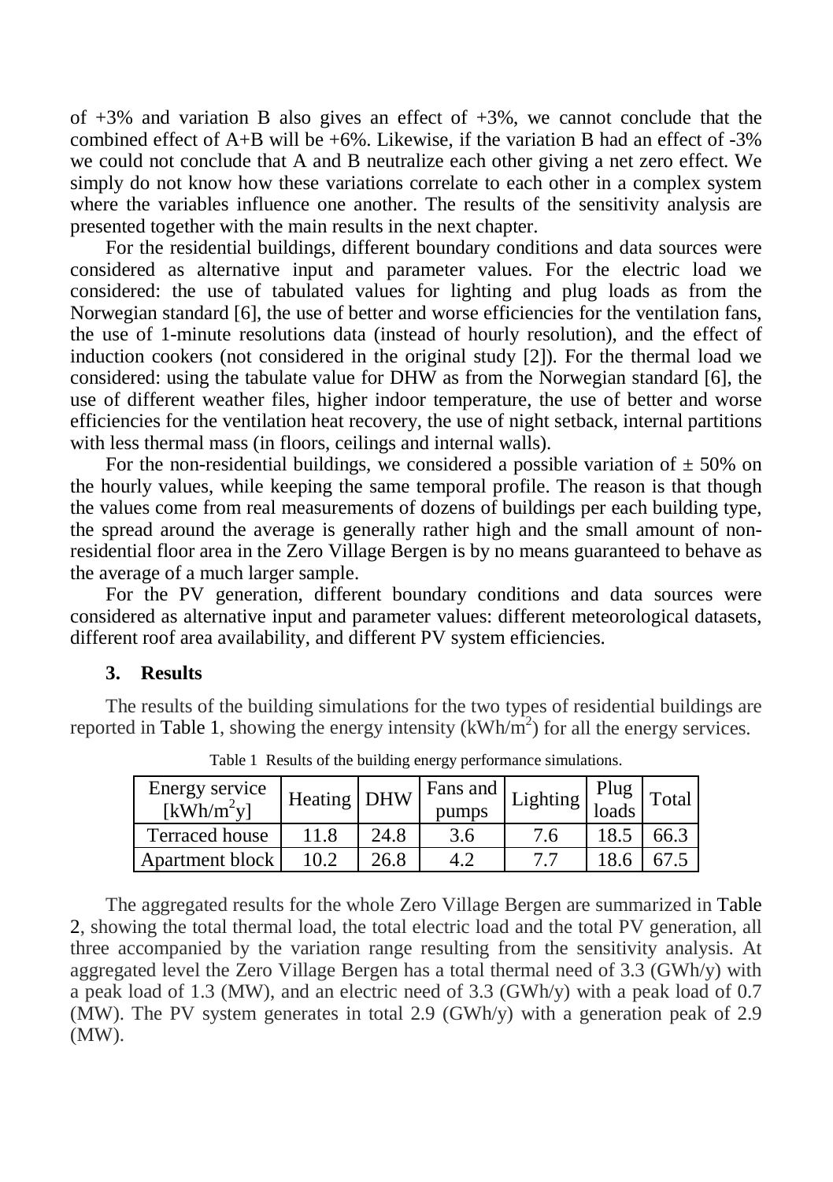of +3% and variation B also gives an effect of +3%, we cannot conclude that the combined effect of A+B will be +6%. Likewise, if the variation B had an effect of -3% we could not conclude that A and B neutralize each other giving a net zero effect. We simply do not know how these variations correlate to each other in a complex system where the variables influence one another. The results of the sensitivity analysis are presented together with the main results in the next chapter.

For the residential buildings, different boundary conditions and data sources were considered as alternative input and parameter values. For the electric load we considered: the use of tabulated values for lighting and plug loads as from the Norwegian standard [6], the use of better and worse efficiencies for the ventilation fans, the use of 1-minute resolutions data (instead of hourly resolution), and the effect of induction cookers (not considered in the original study [2]). For the thermal load we considered: using the tabulate value for DHW as from the Norwegian standard [6], the use of different weather files, higher indoor temperature, the use of better and worse efficiencies for the ventilation heat recovery, the use of night setback, internal partitions with less thermal mass (in floors, ceilings and internal walls).

For the non-residential buildings, we considered a possible variation of ± 50% on the hourly values, while keeping the same temporal profile. The reason is that though the values come from real measurements of dozens of buildings per each building type, the spread around the average is generally rather high and the small amount of non-residential floor area in the Zero Village Bergen is by no means guaranteed to behave as the average of a much larger sample.

For the PV generation, different boundary conditions and data sources were considered as alternative input and parameter values: different meteorological datasets, different roof area availability, and different PV system efficiencies.

## 3. Results

The results of the building simulations for the two types of residential buildings are reported in Table 1, showing the energy intensity (kWh/m$^2$) for all the energy services.

Table 1 Results of the building energy performance simulations.

| Energy service [kWh/m$^2$y] | Heating | DHW | Fans and pumps | Lighting | Plug loads | Total |
|---|---|---|---|---|---|---|
| Terraced house | 11.8 | 24.8 | 3.6 | 7.6 | 18.5 | 66.3 |
| Apartment block | 10.2 | 26.8 | 4.2 | 7.7 | 18.6 | 67.5 |

The aggregated results for the whole Zero Village Bergen are summarized in Table 2, showing the total thermal load, the total electric load and the total PV generation, all three accompanied by the variation range resulting from the sensitivity analysis. At aggregated level the Zero Village Bergen has a total thermal need of 3.3 (GWh/y) with a peak load of 1.3 (MW), and an electric need of 3.3 (GWh/y) with a peak load of 0.7 (MW). The PV system generates in total 2.9 (GWh/y) with a generation peak of 2.9 (MW).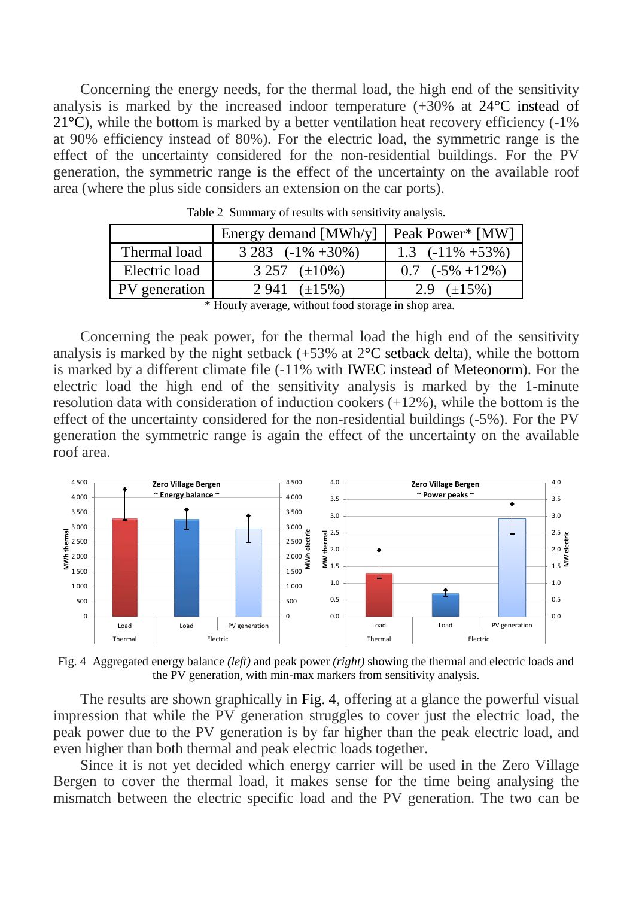Concerning the energy needs, for the thermal load, the high end of the sensitivity analysis is marked by the increased indoor temperature (+30% at 24°C instead of 21°C), while the bottom is marked by a better ventilation heat recovery efficiency (-1% at 90% efficiency instead of 80%). For the electric load, the symmetric range is the effect of the uncertainty considered for the non-residential buildings. For the PV generation, the symmetric range is the effect of the uncertainty on the available roof area (where the plus side considers an extension on the car ports).

Table 2  Summary of results with sensitivity analysis.

| | Energy demand [MWh/y] | Peak Power* [MW] |
|---|---|---|
| Thermal load | 3 283  (-1% +30%) | 1.3  (-11% +53%) |
| Electric load | 3 257  (±10%) | 0.7  (-5% +12%) |
| PV generation | 2 941  (±15%) | 2.9  (±15%) |

\* Hourly average, without food storage in shop area.

Concerning the peak power, for the thermal load the high end of the sensitivity analysis is marked by the night setback (+53% at 2°C setback delta), while the bottom is marked by a different climate file (-11% with IWEC instead of Meteonorm). For the electric load the high end of the sensitivity analysis is marked by the 1-minute resolution data with consideration of induction cookers (+12%), while the bottom is the effect of the uncertainty considered for the non-residential buildings (-5%). For the PV generation the symmetric range is again the effect of the uncertainty on the available roof area.

Fig. 4  Aggregated energy balance *(left)* and peak power *(right)* showing the thermal and electric loads and the PV generation, with min-max markers from sensitivity analysis.

The results are shown graphically in Fig. 4, offering at a glance the powerful visual impression that while the PV generation struggles to cover just the electric load, the peak power due to the PV generation is by far higher than the peak electric load, and even higher than both thermal and peak electric loads together.

Since it is not yet decided which energy carrier will be used in the Zero Village Bergen to cover the thermal load, it makes sense for the time being analysing the mismatch between the electric specific load and the PV generation. The two can be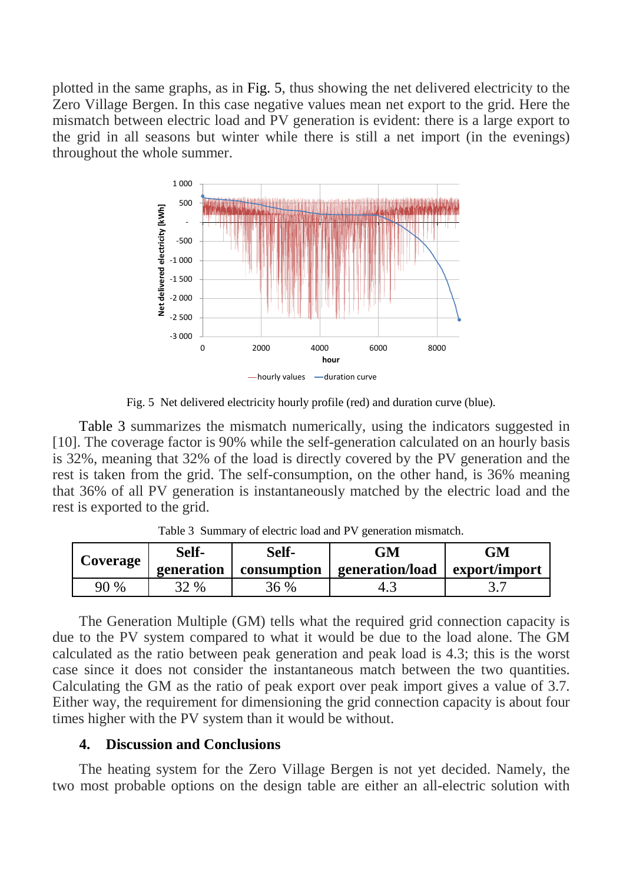plotted in the same graphs, as in Fig. 5, thus showing the net delivered electricity to the Zero Village Bergen. In this case negative values mean net export to the grid. Here the mismatch between electric load and PV generation is evident: there is a large export to the grid in all seasons but winter while there is still a net import (in the evenings) throughout the whole summer.

Fig. 5 Net delivered electricity hourly profile (red) and duration curve (blue).

Table 3 summarizes the mismatch numerically, using the indicators suggested in [10]. The coverage factor is 90% while the self-generation calculated on an hourly basis is 32%, meaning that 32% of the load is directly covered by the PV generation and the rest is taken from the grid. The self-consumption, on the other hand, is 36% meaning that 36% of all PV generation is instantaneously matched by the electric load and the rest is exported to the grid.

Table 3 Summary of electric load and PV generation mismatch.

| Coverage | Self-generation | Self-consumption | GM generation/load | GM export/import |
|---|---|---|---|---|
| 90 % | 32 % | 36 % | 4.3 | 3.7 |

The Generation Multiple (GM) tells what the required grid connection capacity is due to the PV system compared to what it would be due to the load alone. The GM calculated as the ratio between peak generation and peak load is 4.3; this is the worst case since it does not consider the instantaneous match between the two quantities. Calculating the GM as the ratio of peak export over peak import gives a value of 3.7. Either way, the requirement for dimensioning the grid connection capacity is about four times higher with the PV system than it would be without.

## 4. Discussion and Conclusions

The heating system for the Zero Village Bergen is not yet decided. Namely, the two most probable options on the design table are either an all-electric solution with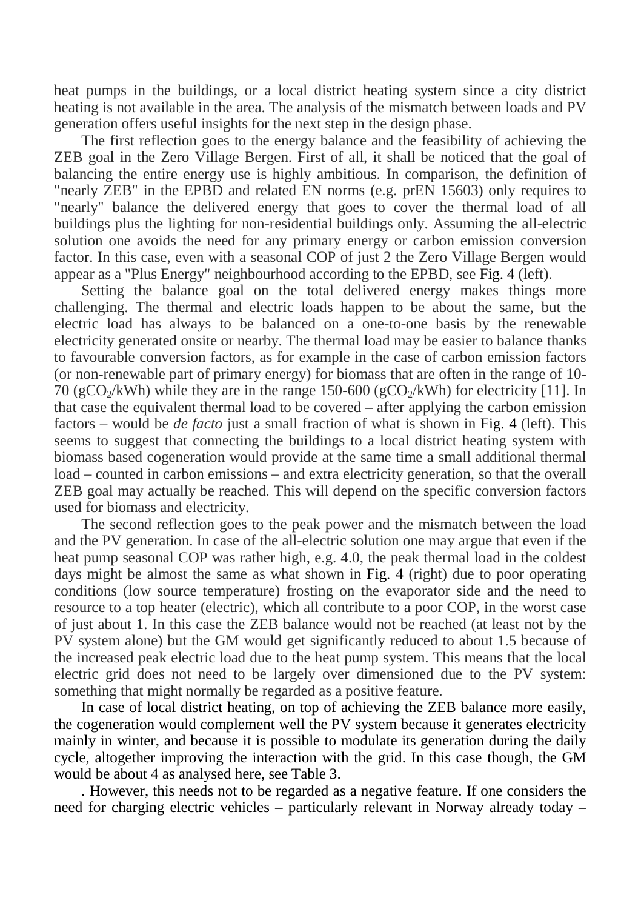heat pumps in the buildings, or a local district heating system since a city district heating is not available in the area. The analysis of the mismatch between loads and PV generation offers useful insights for the next step in the design phase.

The first reflection goes to the energy balance and the feasibility of achieving the ZEB goal in the Zero Village Bergen. First of all, it shall be noticed that the goal of balancing the entire energy use is highly ambitious. In comparison, the definition of "nearly ZEB" in the EPBD and related EN norms (e.g. prEN 15603) only requires to "nearly" balance the delivered energy that goes to cover the thermal load of all buildings plus the lighting for non-residential buildings only. Assuming the all-electric solution one avoids the need for any primary energy or carbon emission conversion factor. In this case, even with a seasonal COP of just 2 the Zero Village Bergen would appear as a "Plus Energy" neighbourhood according to the EPBD, see Fig. 4 (left).

Setting the balance goal on the total delivered energy makes things more challenging. The thermal and electric loads happen to be about the same, but the electric load has always to be balanced on a one-to-one basis by the renewable electricity generated onsite or nearby. The thermal load may be easier to balance thanks to favourable conversion factors, as for example in the case of carbon emission factors (or non-renewable part of primary energy) for biomass that are often in the range of 10-70 ($gCO_2/kWh$) while they are in the range 150-600 ($gCO_2/kWh$) for electricity [11]. In that case the equivalent thermal load to be covered – after applying the carbon emission factors – would be *de facto* just a small fraction of what is shown in Fig. 4 (left). This seems to suggest that connecting the buildings to a local district heating system with biomass based cogeneration would provide at the same time a small additional thermal load – counted in carbon emissions – and extra electricity generation, so that the overall ZEB goal may actually be reached. This will depend on the specific conversion factors used for biomass and electricity.

The second reflection goes to the peak power and the mismatch between the load and the PV generation. In case of the all-electric solution one may argue that even if the heat pump seasonal COP was rather high, e.g. 4.0, the peak thermal load in the coldest days might be almost the same as what shown in Fig. 4 (right) due to poor operating conditions (low source temperature) frosting on the evaporator side and the need to resource to a top heater (electric), which all contribute to a poor COP, in the worst case of just about 1. In this case the ZEB balance would not be reached (at least not by the PV system alone) but the GM would get significantly reduced to about 1.5 because of the increased peak electric load due to the heat pump system. This means that the local electric grid does not need to be largely over dimensioned due to the PV system: something that might normally be regarded as a positive feature.

In case of local district heating, on top of achieving the ZEB balance more easily, the cogeneration would complement well the PV system because it generates electricity mainly in winter, and because it is possible to modulate its generation during the daily cycle, altogether improving the interaction with the grid. In this case though, the GM would be about 4 as analysed here, see Table 3.

. However, this needs not to be regarded as a negative feature. If one considers the need for charging electric vehicles – particularly relevant in Norway already today –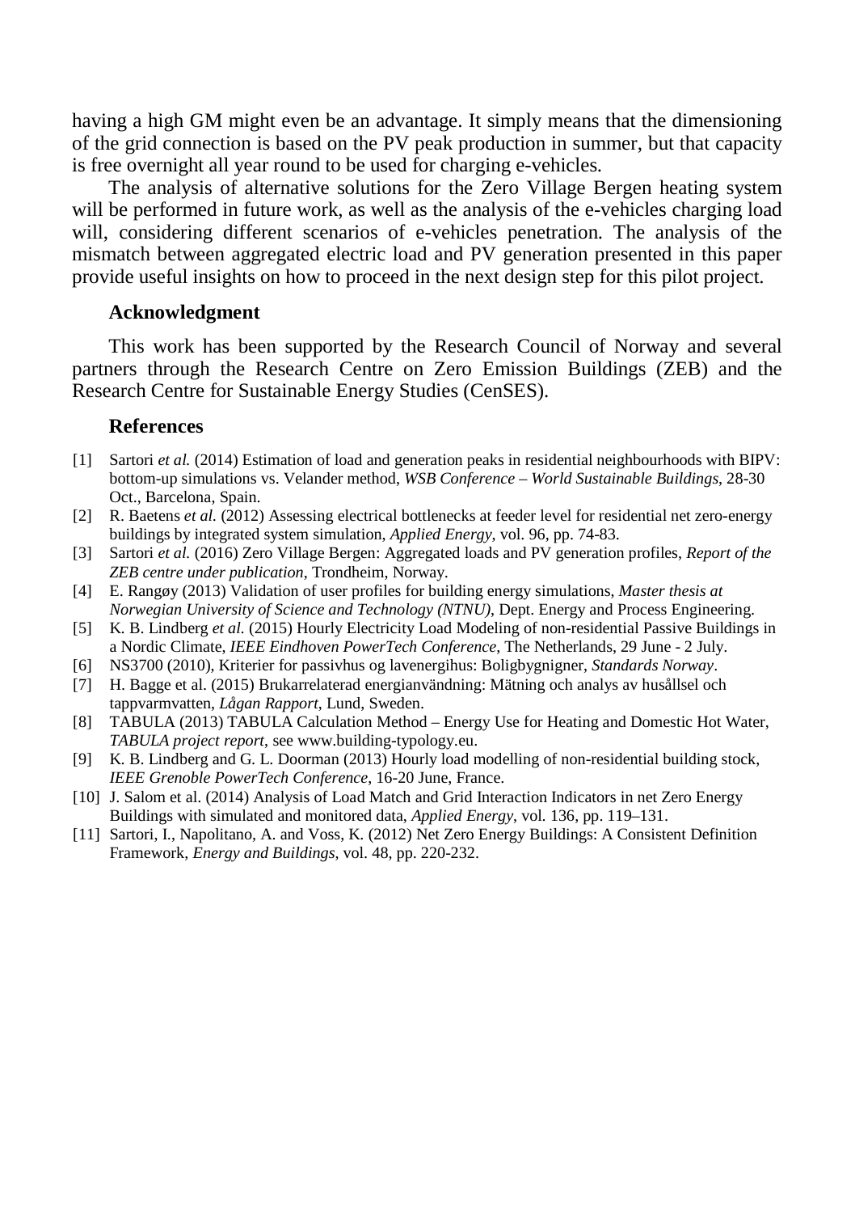having a high GM might even be an advantage. It simply means that the dimensioning of the grid connection is based on the PV peak production in summer, but that capacity is free overnight all year round to be used for charging e-vehicles.

The analysis of alternative solutions for the Zero Village Bergen heating system will be performed in future work, as well as the analysis of the e-vehicles charging load will, considering different scenarios of e-vehicles penetration. The analysis of the mismatch between aggregated electric load and PV generation presented in this paper provide useful insights on how to proceed in the next design step for this pilot project.

## Acknowledgment

This work has been supported by the Research Council of Norway and several partners through the Research Centre on Zero Emission Buildings (ZEB) and the Research Centre for Sustainable Energy Studies (CenSES).

## References

[1] Sartori *et al.* (2014) Estimation of load and generation peaks in residential neighbourhoods with BIPV: bottom-up simulations vs. Velander method, *WSB Conference – World Sustainable Buildings*, 28-30 Oct., Barcelona, Spain.

[2] R. Baetens *et al.* (2012) Assessing electrical bottlenecks at feeder level for residential net zero-energy buildings by integrated system simulation, *Applied Energy*, vol. 96, pp. 74-83.

[3] Sartori *et al.* (2016) Zero Village Bergen: Aggregated loads and PV generation profiles, *Report of the ZEB centre under publication*, Trondheim, Norway.

[4] E. Rangøy (2013) Validation of user profiles for building energy simulations, *Master thesis at Norwegian University of Science and Technology (NTNU)*, Dept. Energy and Process Engineering.

[5] K. B. Lindberg *et al.* (2015) Hourly Electricity Load Modeling of non-residential Passive Buildings in a Nordic Climate, *IEEE Eindhoven PowerTech Conference*, The Netherlands, 29 June - 2 July.

[6] NS3700 (2010), Kriterier for passivhus og lavenergihus: Boligbygnigner, *Standards Norway*.

[7] H. Bagge et al. (2015) Brukarrelaterad energianvändning: Mätning och analys av hushållsel och tappvarmvatten, *Lågan Rapport*, Lund, Sweden.

[8] TABULA (2013) TABULA Calculation Method – Energy Use for Heating and Domestic Hot Water, *TABULA project report*, see www.building-typology.eu.

[9] K. B. Lindberg and G. L. Doorman (2013) Hourly load modelling of non-residential building stock, *IEEE Grenoble PowerTech Conference*, 16-20 June, France.

[10] J. Salom et al. (2014) Analysis of Load Match and Grid Interaction Indicators in net Zero Energy Buildings with simulated and monitored data, *Applied Energy*, vol. 136, pp. 119–131.

[11] Sartori, I., Napolitano, A. and Voss, K. (2012) Net Zero Energy Buildings: A Consistent Definition Framework, *Energy and Buildings*, vol. 48, pp. 220-232.